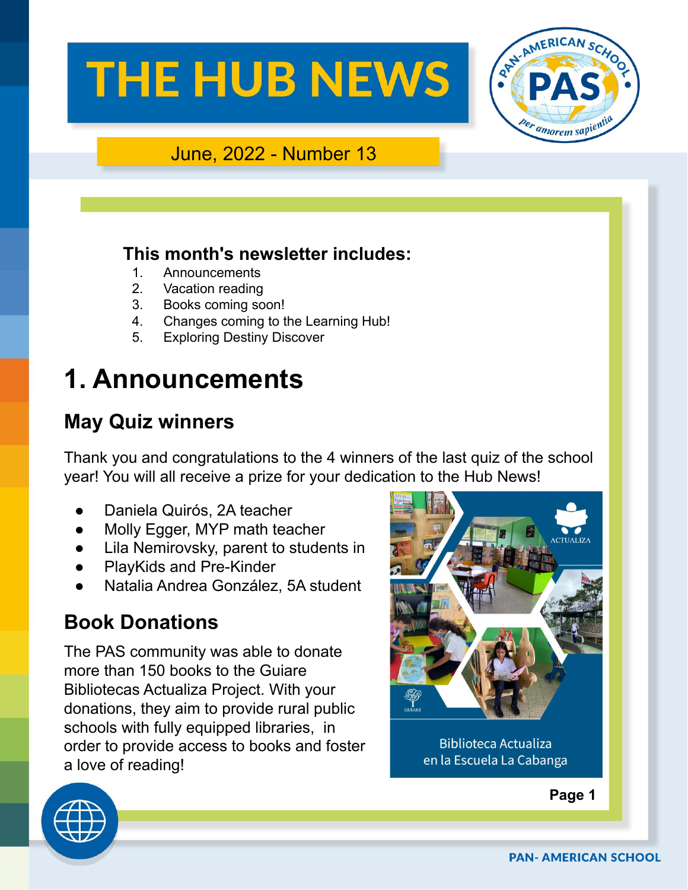# THE HUB NEWS

June, 2022 - Number 13

**This month's newsletter includes:**

1. Announcements
2. Vacation reading
3. Books coming soon!
4. Changes coming to the Learning Hub!
5. Exploring Destiny Discover

# 1. Announcements

## May Quiz winners

Thank you and congratulations to the 4 winners of the last quiz of the school year! You will all receive a prize for your dedication to the Hub News!

- Daniela Quirós, 2A teacher
- Molly Egger, MYP math teacher
- Lila Nemirovsky, parent to students in
- PlayKids and Pre-Kinder
- Natalia Andrea González, 5A student

## Book Donations

The PAS community was able to donate more than 150 books to the Guiare Bibliotecas Actualiza Project. With your donations, they aim to provide rural public schools with fully equipped libraries, in order to provide access to books and foster a love of reading!

Biblioteca Actualiza en la Escuela La Cabanga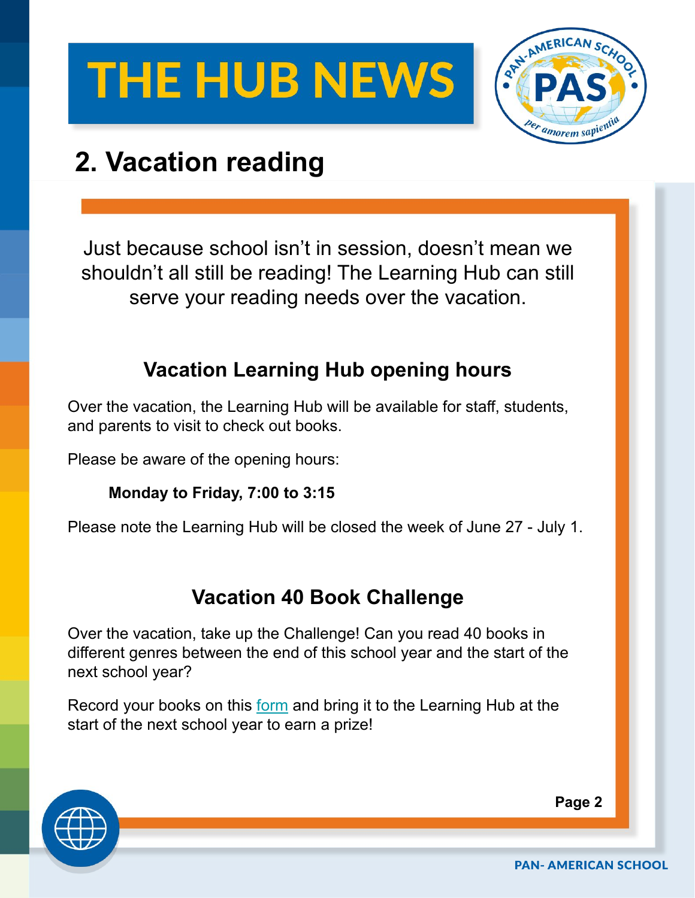# THE HUB NEWS

## 2. Vacation reading

Just because school isn't in session, doesn't mean we shouldn't all still be reading! The Learning Hub can still serve your reading needs over the vacation.

### Vacation Learning Hub opening hours

Over the vacation, the Learning Hub will be available for staff, students, and parents to visit to check out books.

Please be aware of the opening hours:

**Monday to Friday, 7:00 to 3:15**

Please note the Learning Hub will be closed the week of June 27 - July 1.

### Vacation 40 Book Challenge

Over the vacation, take up the Challenge! Can you read 40 books in different genres between the end of this school year and the start of the next school year?

Record your books on this form and bring it to the Learning Hub at the start of the next school year to earn a prize!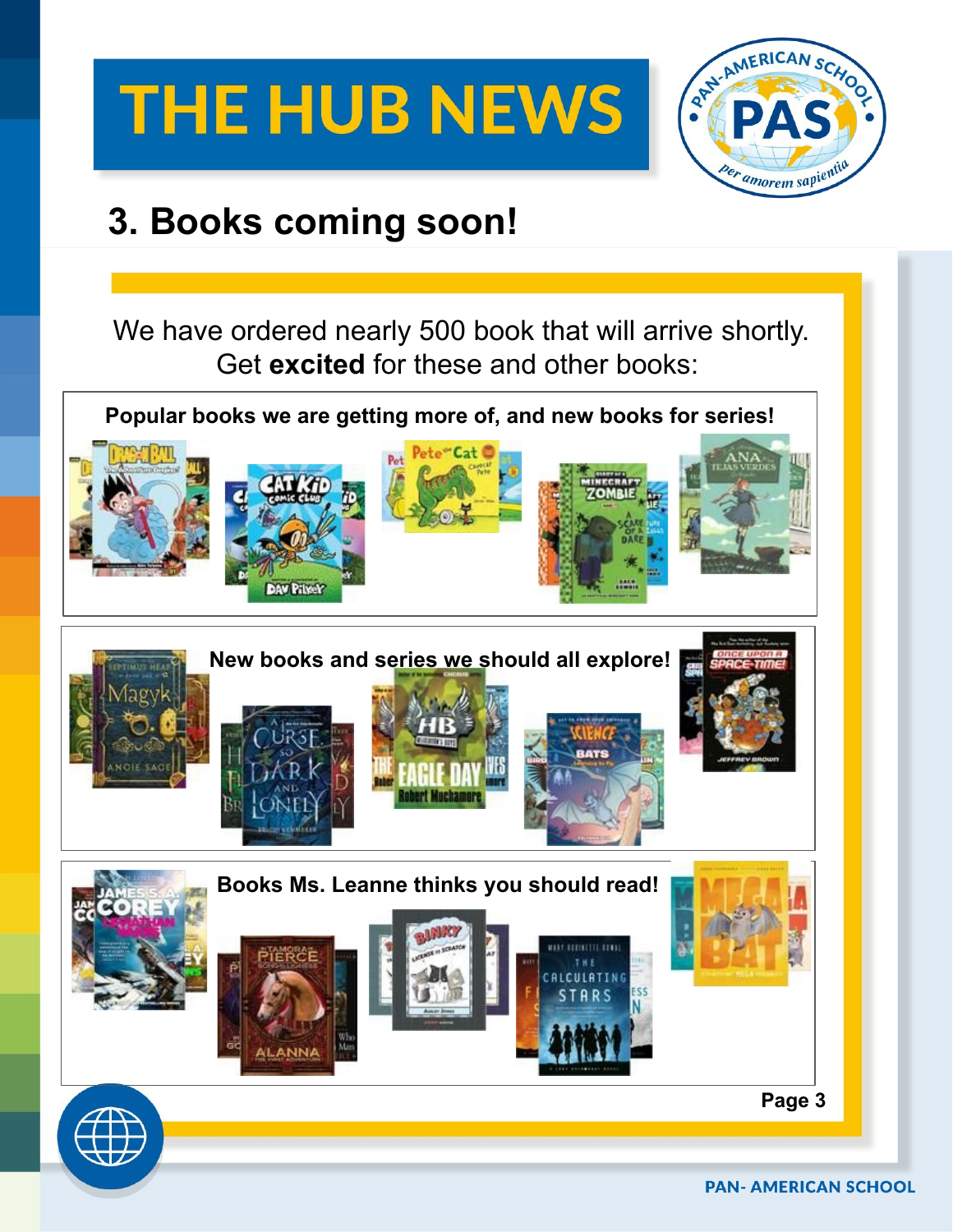# THE HUB NEWS

## 3. Books coming soon!

We have ordered nearly 500 book that will arrive shortly.
Get **excited** for these and other books:

**Popular books we are getting more of, and new books for series!**

**New books and series we should all explore!**

**Books Ms. Leanne thinks you should read!**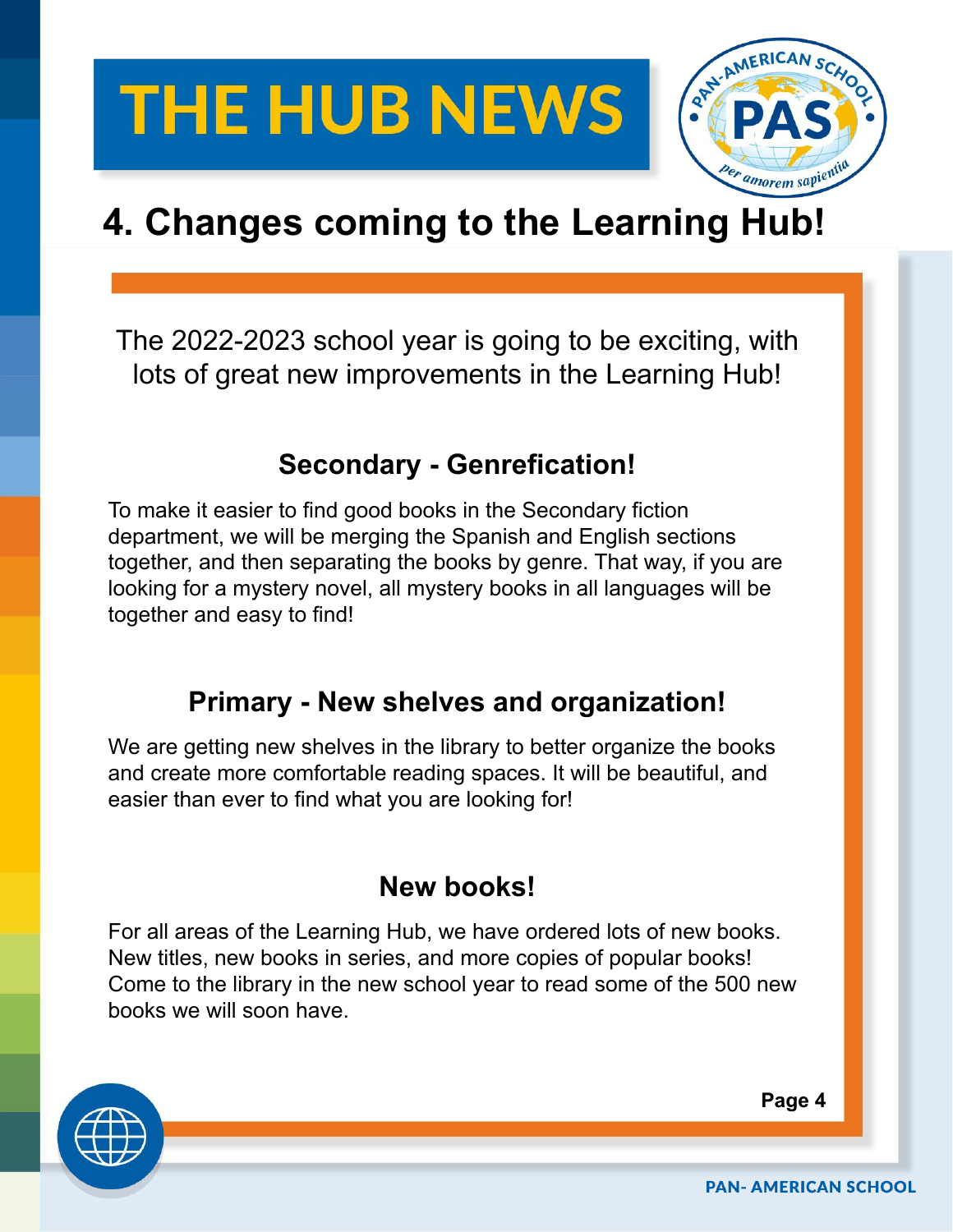# 4. Changes coming to the Learning Hub!

The 2022-2023 school year is going to be exciting, with lots of great new improvements in the Learning Hub!

## Secondary - Genrefication!

To make it easier to find good books in the Secondary fiction department, we will be merging the Spanish and English sections together, and then separating the books by genre. That way, if you are looking for a mystery novel, all mystery books in all languages will be together and easy to find!

## Primary - New shelves and organization!

We are getting new shelves in the library to better organize the books and create more comfortable reading spaces. It will be beautiful, and easier than ever to find what you are looking for!

## New books!

For all areas of the Learning Hub, we have ordered lots of new books. New titles, new books in series, and more copies of popular books! Come to the library in the new school year to read some of the 500 new books we will soon have.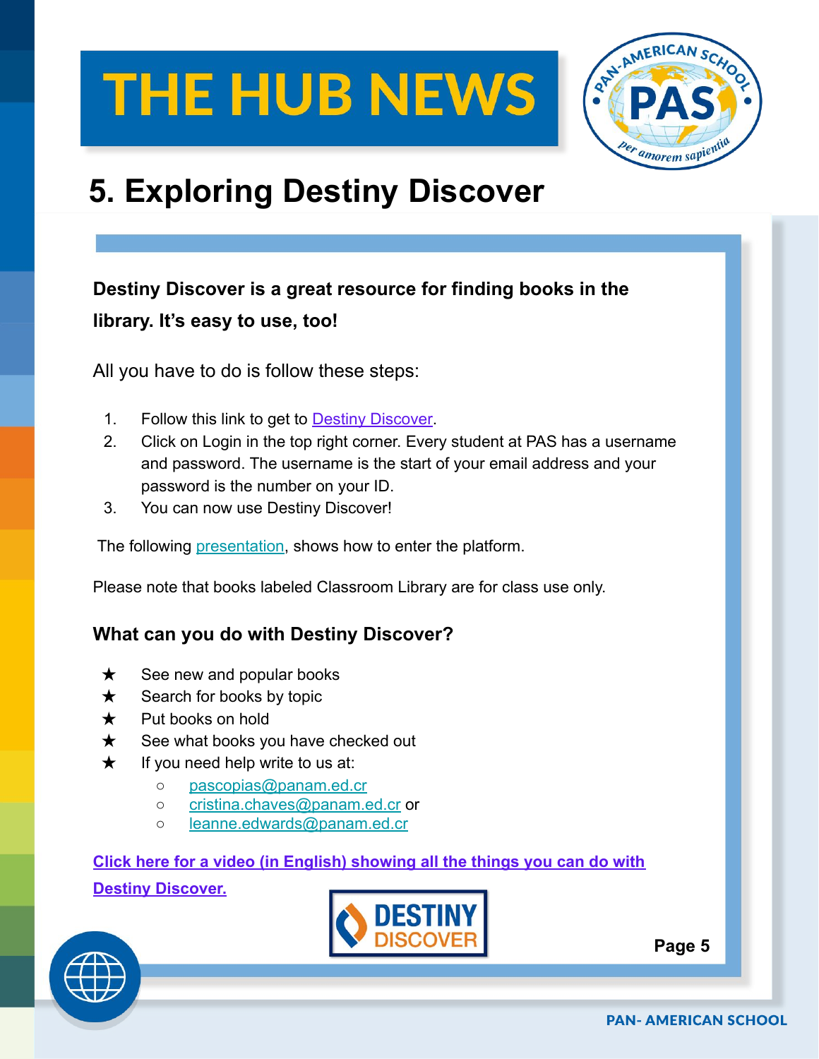# THE HUB NEWS

## 5. Exploring Destiny Discover

**Destiny Discover is a great resource for finding books in the library. It's easy to use, too!**

All you have to do is follow these steps:

1. Follow this link to get to Destiny Discover.
2. Click on Login in the top right corner. Every student at PAS has a username and password. The username is the start of your email address and your password is the number on your ID.
3. You can now use Destiny Discover!

The following presentation, shows how to enter the platform.

Please note that books labeled Classroom Library are for class use only.

### What can you do with Destiny Discover?

- See new and popular books
- Search for books by topic
- Put books on hold
- See what books you have checked out
- If you need help write to us at:
  - pascopias@panam.ed.cr
  - cristina.chaves@panam.ed.cr or
  - leanne.edwards@panam.ed.cr

**Click here for a video (in English) showing all the things you can do with Destiny Discover.**